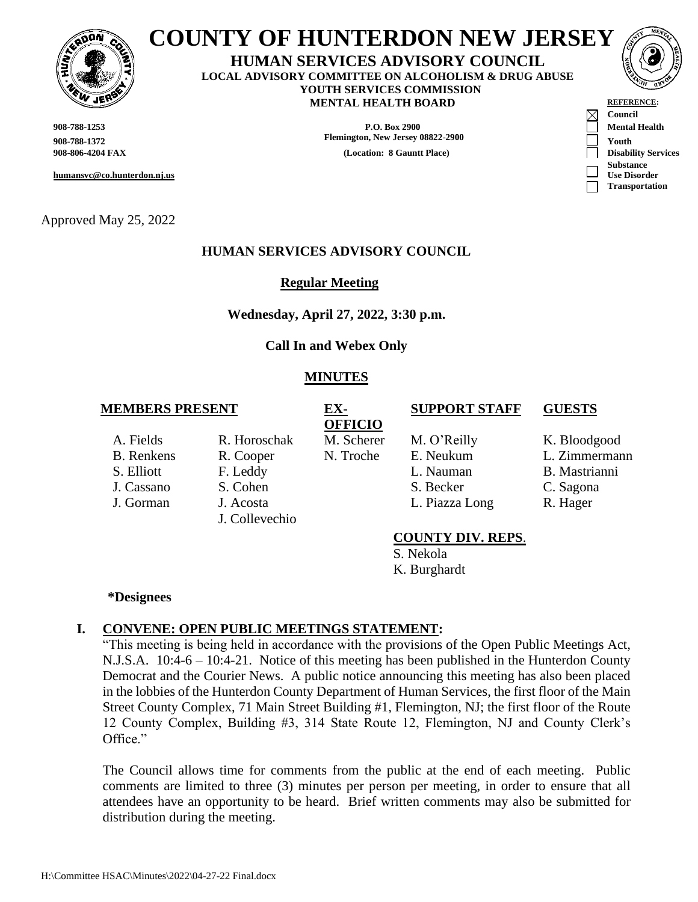# COUNTY OF HUNTERDON NEW JERSEY

**HUMAN SERVICES ADVISORY COUNCIL**
**LOCAL ADVISORY COMMITTEE ON ALCOHOLISM & DRUG ABUSE**
**YOUTH SERVICES COMMISSION**
**MENTAL HEALTH BOARD**

**908-788-1253**
**908-788-1372**
**908-806-4204 FAX**
**humansvc@co.hunterdon.nj.us**

**P.O. Box 2900**
**Flemington, New Jersey 08822-2900**
**(Location: 8 Gauntt Place)**

**REFERENCE:**
- ☒ **Council**
- ☐ **Mental Health**
- ☐ **Youth**
- ☐ **Disability Services**
- ☐ **Substance Use Disorder**
- ☐ **Transportation**

Approved May 25, 2022

## HUMAN SERVICES ADVISORY COUNCIL

**Regular Meeting**

**Wednesday, April 27, 2022, 3:30 p.m.**

**Call In and Webex Only**

**MINUTES**

| MEMBERS PRESENT | | EX-OFFICIO | SUPPORT STAFF | GUESTS |
|---|---|---|---|---|
| A. Fields | R. Horoschak | M. Scherer | M. O'Reilly | K. Bloodgood |
| B. Renkens | R. Cooper | N. Troche | E. Neukum | L. Zimmermann |
| S. Elliott | F. Leddy | | L. Nauman | B. Mastrianni |
| J. Cassano | S. Cohen | | S. Becker | C. Sagona |
| J. Gorman | J. Acosta | | L. Piazza Long | R. Hager |
| | J. Collevechio | | | |

**COUNTY DIV. REPS.**
S. Nekola
K. Burghardt

**\*Designees**

## I. CONVENE: OPEN PUBLIC MEETINGS STATEMENT:

"This meeting is being held in accordance with the provisions of the Open Public Meetings Act, N.J.S.A. 10:4-6 – 10:4-21. Notice of this meeting has been published in the Hunterdon County Democrat and the Courier News. A public notice announcing this meeting has also been placed in the lobbies of the Hunterdon County Department of Human Services, the first floor of the Main Street County Complex, 71 Main Street Building #1, Flemington, NJ; the first floor of the Route 12 County Complex, Building #3, 314 State Route 12, Flemington, NJ and County Clerk's Office."

The Council allows time for comments from the public at the end of each meeting. Public comments are limited to three (3) minutes per person per meeting, in order to ensure that all attendees have an opportunity to be heard. Brief written comments may also be submitted for distribution during the meeting.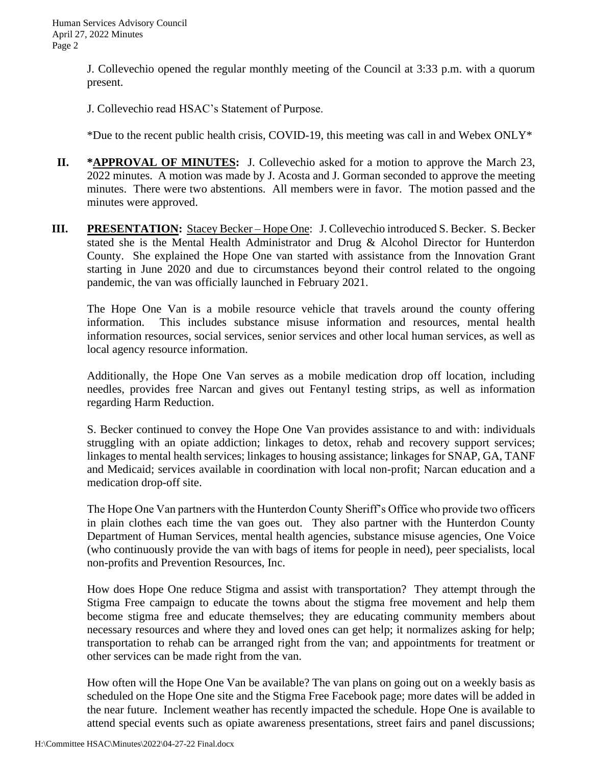J. Collevechio opened the regular monthly meeting of the Council at 3:33 p.m. with a quorum present.

J. Collevechio read HSAC's Statement of Purpose.

*Due to the recent public health crisis, COVID-19, this meeting was call in and Webex ONLY*

**II.** ***APPROVAL OF MINUTES:** J. Collevechio asked for a motion to approve the March 23, 2022 minutes. A motion was made by J. Acosta and J. Gorman seconded to approve the meeting minutes. There were two abstentions. All members were in favor. The motion passed and the minutes were approved.

**III.** **PRESENTATION:** Stacey Becker – Hope One: J. Collevechio introduced S. Becker. S. Becker stated she is the Mental Health Administrator and Drug & Alcohol Director for Hunterdon County. She explained the Hope One van started with assistance from the Innovation Grant starting in June 2020 and due to circumstances beyond their control related to the ongoing pandemic, the van was officially launched in February 2021.

The Hope One Van is a mobile resource vehicle that travels around the county offering information. This includes substance misuse information and resources, mental health information resources, social services, senior services and other local human services, as well as local agency resource information.

Additionally, the Hope One Van serves as a mobile medication drop off location, including needles, provides free Narcan and gives out Fentanyl testing strips, as well as information regarding Harm Reduction.

S. Becker continued to convey the Hope One Van provides assistance to and with: individuals struggling with an opiate addiction; linkages to detox, rehab and recovery support services; linkages to mental health services; linkages to housing assistance; linkages for SNAP, GA, TANF and Medicaid; services available in coordination with local non-profit; Narcan education and a medication drop-off site.

The Hope One Van partners with the Hunterdon County Sheriff's Office who provide two officers in plain clothes each time the van goes out. They also partner with the Hunterdon County Department of Human Services, mental health agencies, substance misuse agencies, One Voice (who continuously provide the van with bags of items for people in need), peer specialists, local non-profits and Prevention Resources, Inc.

How does Hope One reduce Stigma and assist with transportation? They attempt through the Stigma Free campaign to educate the towns about the stigma free movement and help them become stigma free and educate themselves; they are educating community members about necessary resources and where they and loved ones can get help; it normalizes asking for help; transportation to rehab can be arranged right from the van; and appointments for treatment or other services can be made right from the van.

How often will the Hope One Van be available? The van plans on going out on a weekly basis as scheduled on the Hope One site and the Stigma Free Facebook page; more dates will be added in the near future. Inclement weather has recently impacted the schedule. Hope One is available to attend special events such as opiate awareness presentations, street fairs and panel discussions;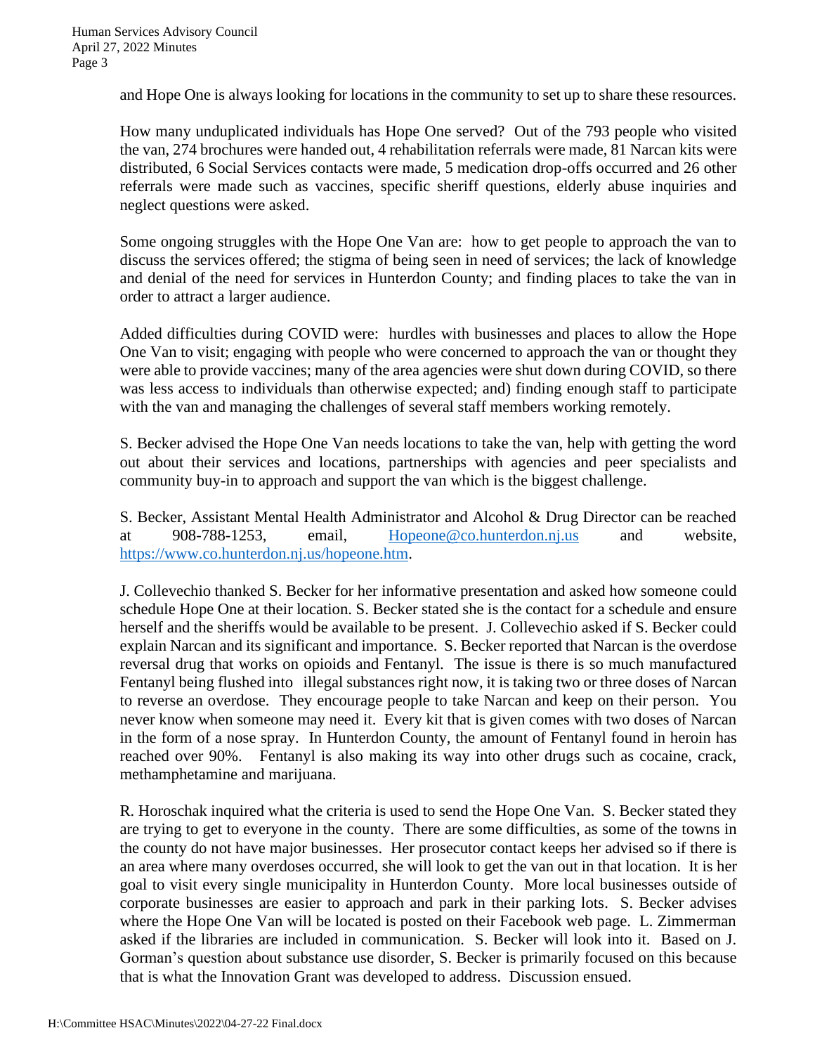and Hope One is always looking for locations in the community to set up to share these resources.

How many unduplicated individuals has Hope One served? Out of the 793 people who visited the van, 274 brochures were handed out, 4 rehabilitation referrals were made, 81 Narcan kits were distributed, 6 Social Services contacts were made, 5 medication drop-offs occurred and 26 other referrals were made such as vaccines, specific sheriff questions, elderly abuse inquiries and neglect questions were asked.

Some ongoing struggles with the Hope One Van are: how to get people to approach the van to discuss the services offered; the stigma of being seen in need of services; the lack of knowledge and denial of the need for services in Hunterdon County; and finding places to take the van in order to attract a larger audience.

Added difficulties during COVID were: hurdles with businesses and places to allow the Hope One Van to visit; engaging with people who were concerned to approach the van or thought they were able to provide vaccines; many of the area agencies were shut down during COVID, so there was less access to individuals than otherwise expected; and) finding enough staff to participate with the van and managing the challenges of several staff members working remotely.

S. Becker advised the Hope One Van needs locations to take the van, help with getting the word out about their services and locations, partnerships with agencies and peer specialists and community buy-in to approach and support the van which is the biggest challenge.

S. Becker, Assistant Mental Health Administrator and Alcohol & Drug Director can be reached at 908-788-1253, email, Hopeone@co.hunterdon.nj.us and website, https://www.co.hunterdon.nj.us/hopeone.htm.

J. Collevechio thanked S. Becker for her informative presentation and asked how someone could schedule Hope One at their location. S. Becker stated she is the contact for a schedule and ensure herself and the sheriffs would be available to be present. J. Collevechio asked if S. Becker could explain Narcan and its significant and importance. S. Becker reported that Narcan is the overdose reversal drug that works on opioids and Fentanyl. The issue is there is so much manufactured Fentanyl being flushed into illegal substances right now, it is taking two or three doses of Narcan to reverse an overdose. They encourage people to take Narcan and keep on their person. You never know when someone may need it. Every kit that is given comes with two doses of Narcan in the form of a nose spray. In Hunterdon County, the amount of Fentanyl found in heroin has reached over 90%. Fentanyl is also making its way into other drugs such as cocaine, crack, methamphetamine and marijuana.

R. Horoschak inquired what the criteria is used to send the Hope One Van. S. Becker stated they are trying to get to everyone in the county. There are some difficulties, as some of the towns in the county do not have major businesses. Her prosecutor contact keeps her advised so if there is an area where many overdoses occurred, she will look to get the van out in that location. It is her goal to visit every single municipality in Hunterdon County. More local businesses outside of corporate businesses are easier to approach and park in their parking lots. S. Becker advises where the Hope One Van will be located is posted on their Facebook web page. L. Zimmerman asked if the libraries are included in communication. S. Becker will look into it. Based on J. Gorman's question about substance use disorder, S. Becker is primarily focused on this because that is what the Innovation Grant was developed to address. Discussion ensued.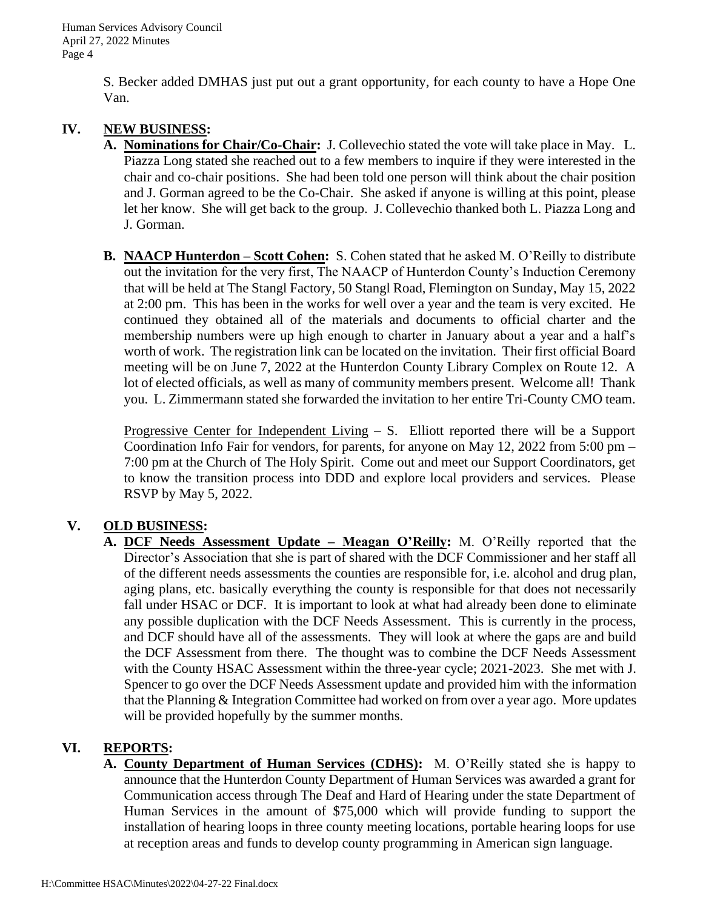S. Becker added DMHAS just put out a grant opportunity, for each county to have a Hope One Van.

## IV. NEW BUSINESS:

**A. Nominations for Chair/Co-Chair:** J. Collevechio stated the vote will take place in May. L. Piazza Long stated she reached out to a few members to inquire if they were interested in the chair and co-chair positions. She had been told one person will think about the chair position and J. Gorman agreed to be the Co-Chair. She asked if anyone is willing at this point, please let her know. She will get back to the group. J. Collevechio thanked both L. Piazza Long and J. Gorman.

**B. NAACP Hunterdon – Scott Cohen:** S. Cohen stated that he asked M. O'Reilly to distribute out the invitation for the very first, The NAACP of Hunterdon County's Induction Ceremony that will be held at The Stangl Factory, 50 Stangl Road, Flemington on Sunday, May 15, 2022 at 2:00 pm. This has been in the works for well over a year and the team is very excited. He continued they obtained all of the materials and documents to official charter and the membership numbers were up high enough to charter in January about a year and a half's worth of work. The registration link can be located on the invitation. Their first official Board meeting will be on June 7, 2022 at the Hunterdon County Library Complex on Route 12. A lot of elected officials, as well as many of community members present. Welcome all! Thank you. L. Zimmermann stated she forwarded the invitation to her entire Tri-County CMO team.

Progressive Center for Independent Living – S. Elliott reported there will be a Support Coordination Info Fair for vendors, for parents, for anyone on May 12, 2022 from 5:00 pm – 7:00 pm at the Church of The Holy Spirit. Come out and meet our Support Coordinators, get to know the transition process into DDD and explore local providers and services. Please RSVP by May 5, 2022.

## V. OLD BUSINESS:

**A. DCF Needs Assessment Update – Meagan O'Reilly:** M. O'Reilly reported that the Director's Association that she is part of shared with the DCF Commissioner and her staff all of the different needs assessments the counties are responsible for, i.e. alcohol and drug plan, aging plans, etc. basically everything the county is responsible for that does not necessarily fall under HSAC or DCF. It is important to look at what had already been done to eliminate any possible duplication with the DCF Needs Assessment. This is currently in the process, and DCF should have all of the assessments. They will look at where the gaps are and build the DCF Assessment from there. The thought was to combine the DCF Needs Assessment with the County HSAC Assessment within the three-year cycle; 2021-2023. She met with J. Spencer to go over the DCF Needs Assessment update and provided him with the information that the Planning & Integration Committee had worked on from over a year ago. More updates will be provided hopefully by the summer months.

## VI. REPORTS:

**A. County Department of Human Services (CDHS):** M. O'Reilly stated she is happy to announce that the Hunterdon County Department of Human Services was awarded a grant for Communication access through The Deaf and Hard of Hearing under the state Department of Human Services in the amount of $75,000 which will provide funding to support the installation of hearing loops in three county meeting locations, portable hearing loops for use at reception areas and funds to develop county programming in American sign language.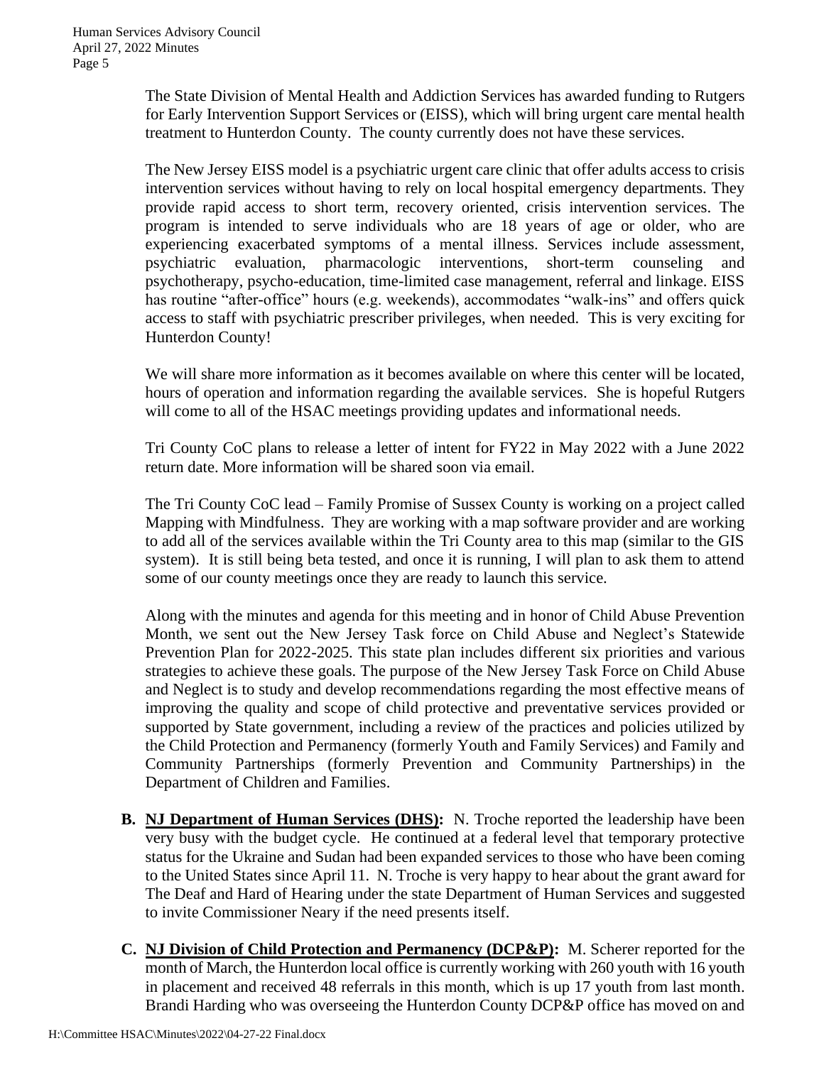The State Division of Mental Health and Addiction Services has awarded funding to Rutgers for Early Intervention Support Services or (EISS), which will bring urgent care mental health treatment to Hunterdon County. The county currently does not have these services.

The New Jersey EISS model is a psychiatric urgent care clinic that offer adults access to crisis intervention services without having to rely on local hospital emergency departments. They provide rapid access to short term, recovery oriented, crisis intervention services. The program is intended to serve individuals who are 18 years of age or older, who are experiencing exacerbated symptoms of a mental illness. Services include assessment, psychiatric evaluation, pharmacologic interventions, short-term counseling and psychotherapy, psycho-education, time-limited case management, referral and linkage. EISS has routine "after-office" hours (e.g. weekends), accommodates "walk-ins" and offers quick access to staff with psychiatric prescriber privileges, when needed. This is very exciting for Hunterdon County!

We will share more information as it becomes available on where this center will be located, hours of operation and information regarding the available services. She is hopeful Rutgers will come to all of the HSAC meetings providing updates and informational needs.

Tri County CoC plans to release a letter of intent for FY22 in May 2022 with a June 2022 return date. More information will be shared soon via email.

The Tri County CoC lead – Family Promise of Sussex County is working on a project called Mapping with Mindfulness. They are working with a map software provider and are working to add all of the services available within the Tri County area to this map (similar to the GIS system). It is still being beta tested, and once it is running, I will plan to ask them to attend some of our county meetings once they are ready to launch this service.

Along with the minutes and agenda for this meeting and in honor of Child Abuse Prevention Month, we sent out the New Jersey Task force on Child Abuse and Neglect's Statewide Prevention Plan for 2022-2025. This state plan includes different six priorities and various strategies to achieve these goals. The purpose of the New Jersey Task Force on Child Abuse and Neglect is to study and develop recommendations regarding the most effective means of improving the quality and scope of child protective and preventative services provided or supported by State government, including a review of the practices and policies utilized by the Child Protection and Permanency (formerly Youth and Family Services) and Family and Community Partnerships (formerly Prevention and Community Partnerships) in the Department of Children and Families.

**B. NJ Department of Human Services (DHS):** N. Troche reported the leadership have been very busy with the budget cycle. He continued at a federal level that temporary protective status for the Ukraine and Sudan had been expanded services to those who have been coming to the United States since April 11. N. Troche is very happy to hear about the grant award for The Deaf and Hard of Hearing under the state Department of Human Services and suggested to invite Commissioner Neary if the need presents itself.

**C. NJ Division of Child Protection and Permanency (DCP&P):** M. Scherer reported for the month of March, the Hunterdon local office is currently working with 260 youth with 16 youth in placement and received 48 referrals in this month, which is up 17 youth from last month. Brandi Harding who was overseeing the Hunterdon County DCP&P office has moved on and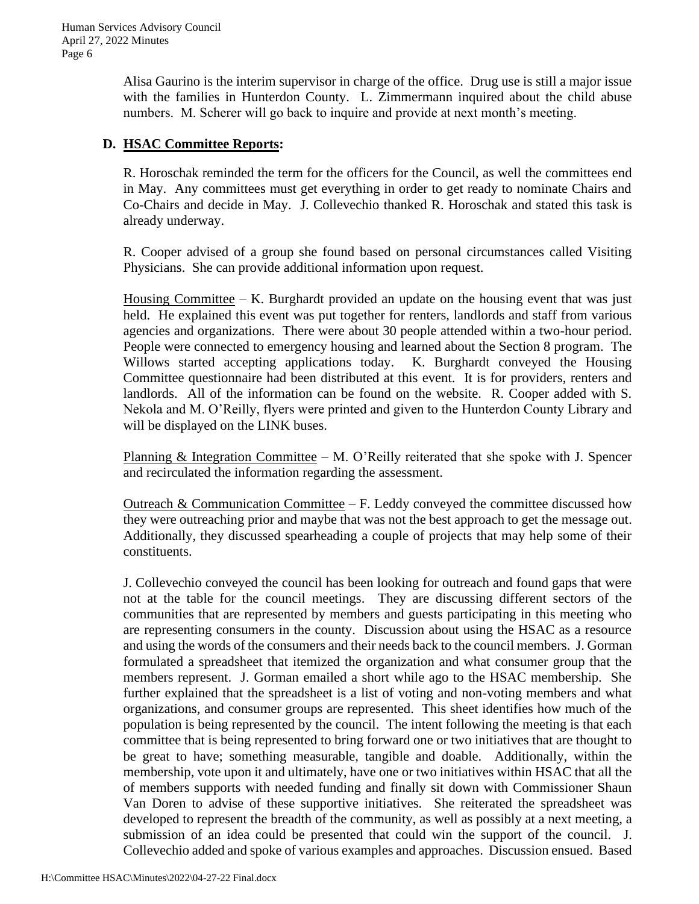Alisa Gaurino is the interim supervisor in charge of the office. Drug use is still a major issue with the families in Hunterdon County. L. Zimmermann inquired about the child abuse numbers. M. Scherer will go back to inquire and provide at next month's meeting.

**D. <u>HSAC Committee Reports</u>:**

R. Horoschak reminded the term for the officers for the Council, as well the committees end in May. Any committees must get everything in order to get ready to nominate Chairs and Co-Chairs and decide in May. J. Collevechio thanked R. Horoschak and stated this task is already underway.

R. Cooper advised of a group she found based on personal circumstances called Visiting Physicians. She can provide additional information upon request.

<u>Housing Committee</u> – K. Burghardt provided an update on the housing event that was just held. He explained this event was put together for renters, landlords and staff from various agencies and organizations. There were about 30 people attended within a two-hour period. People were connected to emergency housing and learned about the Section 8 program. The Willows started accepting applications today. K. Burghardt conveyed the Housing Committee questionnaire had been distributed at this event. It is for providers, renters and landlords. All of the information can be found on the website. R. Cooper added with S. Nekola and M. O'Reilly, flyers were printed and given to the Hunterdon County Library and will be displayed on the LINK buses.

<u>Planning & Integration Committee</u> – M. O'Reilly reiterated that she spoke with J. Spencer and recirculated the information regarding the assessment.

<u>Outreach & Communication Committee</u> – F. Leddy conveyed the committee discussed how they were outreaching prior and maybe that was not the best approach to get the message out. Additionally, they discussed spearheading a couple of projects that may help some of their constituents.

J. Collevechio conveyed the council has been looking for outreach and found gaps that were not at the table for the council meetings. They are discussing different sectors of the communities that are represented by members and guests participating in this meeting who are representing consumers in the county. Discussion about using the HSAC as a resource and using the words of the consumers and their needs back to the council members. J. Gorman formulated a spreadsheet that itemized the organization and what consumer group that the members represent. J. Gorman emailed a short while ago to the HSAC membership. She further explained that the spreadsheet is a list of voting and non-voting members and what organizations, and consumer groups are represented. This sheet identifies how much of the population is being represented by the council. The intent following the meeting is that each committee that is being represented to bring forward one or two initiatives that are thought to be great to have; something measurable, tangible and doable. Additionally, within the membership, vote upon it and ultimately, have one or two initiatives within HSAC that all the of members supports with needed funding and finally sit down with Commissioner Shaun Van Doren to advise of these supportive initiatives. She reiterated the spreadsheet was developed to represent the breadth of the community, as well as possibly at a next meeting, a submission of an idea could be presented that could win the support of the council. J. Collevechio added and spoke of various examples and approaches. Discussion ensued. Based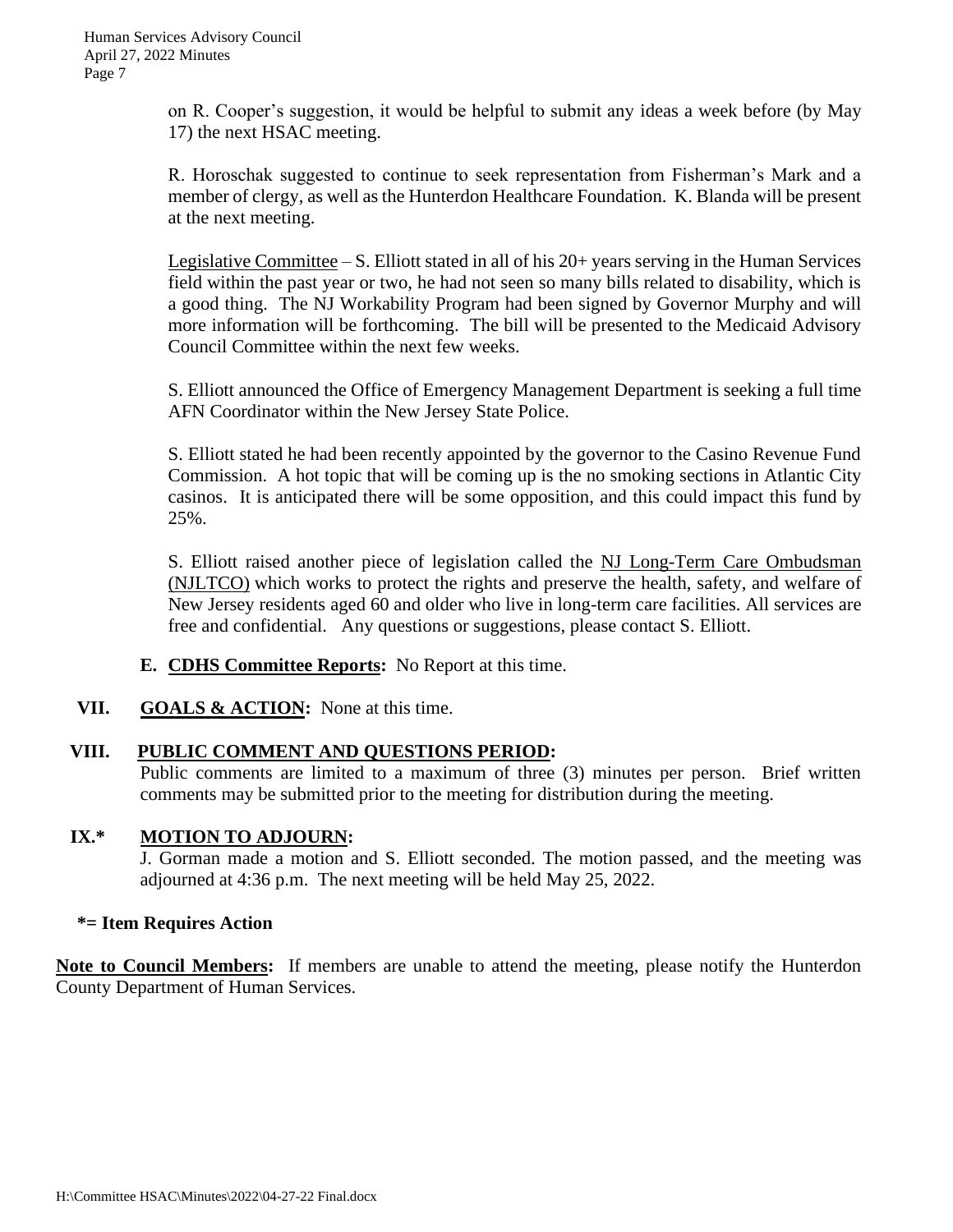on R. Cooper's suggestion, it would be helpful to submit any ideas a week before (by May 17) the next HSAC meeting.

R. Horoschak suggested to continue to seek representation from Fisherman's Mark and a member of clergy, as well as the Hunterdon Healthcare Foundation. K. Blanda will be present at the next meeting.

Legislative Committee – S. Elliott stated in all of his 20+ years serving in the Human Services field within the past year or two, he had not seen so many bills related to disability, which is a good thing. The NJ Workability Program had been signed by Governor Murphy and will more information will be forthcoming. The bill will be presented to the Medicaid Advisory Council Committee within the next few weeks.

S. Elliott announced the Office of Emergency Management Department is seeking a full time AFN Coordinator within the New Jersey State Police.

S. Elliott stated he had been recently appointed by the governor to the Casino Revenue Fund Commission. A hot topic that will be coming up is the no smoking sections in Atlantic City casinos. It is anticipated there will be some opposition, and this could impact this fund by 25%.

S. Elliott raised another piece of legislation called the NJ Long-Term Care Ombudsman (NJLTCO) which works to protect the rights and preserve the health, safety, and welfare of New Jersey residents aged 60 and older who live in long-term care facilities. All services are free and confidential. Any questions or suggestions, please contact S. Elliott.

**E. CDHS Committee Reports:** No Report at this time.

**VII. GOALS & ACTION:** None at this time.

**VIII. PUBLIC COMMENT AND QUESTIONS PERIOD:**

Public comments are limited to a maximum of three (3) minutes per person. Brief written comments may be submitted prior to the meeting for distribution during the meeting.

**IX.* MOTION TO ADJOURN:**

J. Gorman made a motion and S. Elliott seconded. The motion passed, and the meeting was adjourned at 4:36 p.m. The next meeting will be held May 25, 2022.

**\*= Item Requires Action**

**Note to Council Members:** If members are unable to attend the meeting, please notify the Hunterdon County Department of Human Services.

H:\Committee HSAC\Minutes\2022\04-27-22 Final.docx